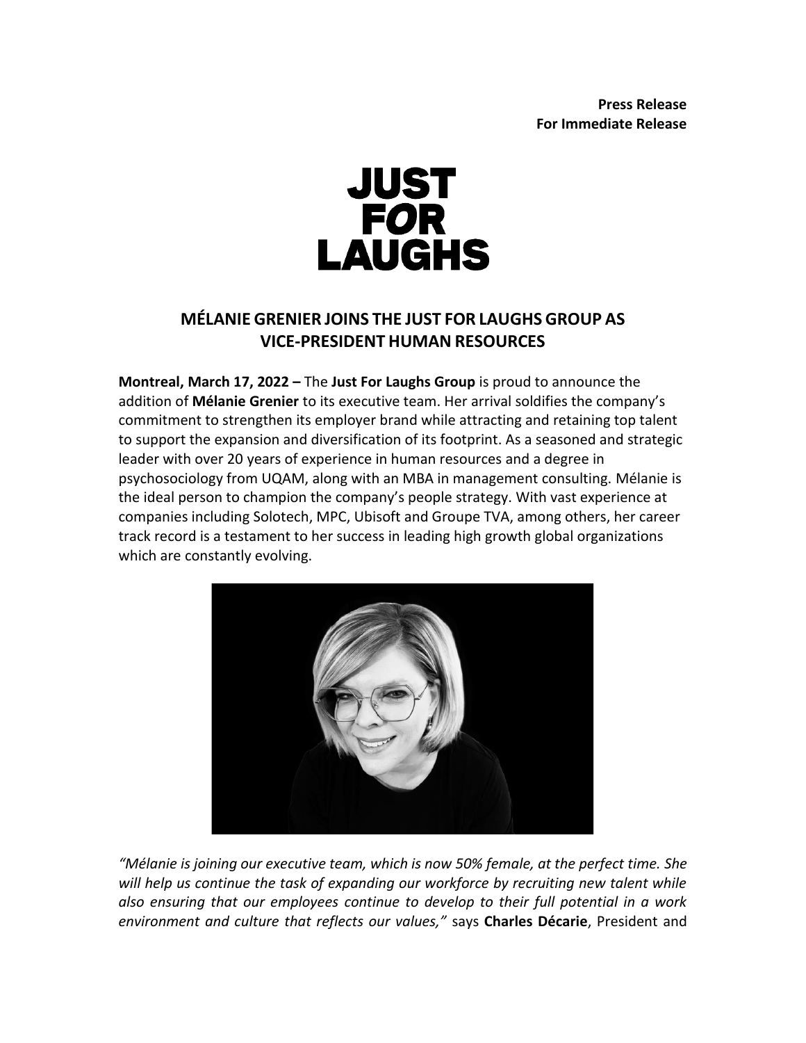**Press Release**
**For Immediate Release**

JUST FOR LAUGHS

# MÉLANIE GRENIER JOINS THE JUST FOR LAUGHS GROUP AS VICE-PRESIDENT HUMAN RESOURCES

**Montreal, March 17, 2022 –** The **Just For Laughs Group** is proud to announce the addition of **Mélanie Grenier** to its executive team. Her arrival soldifies the company's commitment to strengthen its employer brand while attracting and retaining top talent to support the expansion and diversification of its footprint. As a seasoned and strategic leader with over 20 years of experience in human resources and a degree in psychosociology from UQAM, along with an MBA in management consulting. Mélanie is the ideal person to champion the company's people strategy. With vast experience at companies including Solotech, MPC, Ubisoft and Groupe TVA, among others, her career track record is a testament to her success in leading high growth global organizations which are constantly evolving.

*"Mélanie is joining our executive team, which is now 50% female, at the perfect time. She will help us continue the task of expanding our workforce by recruiting new talent while also ensuring that our employees continue to develop to their full potential in a work environment and culture that reflects our values,"* says **Charles Décarie**, President and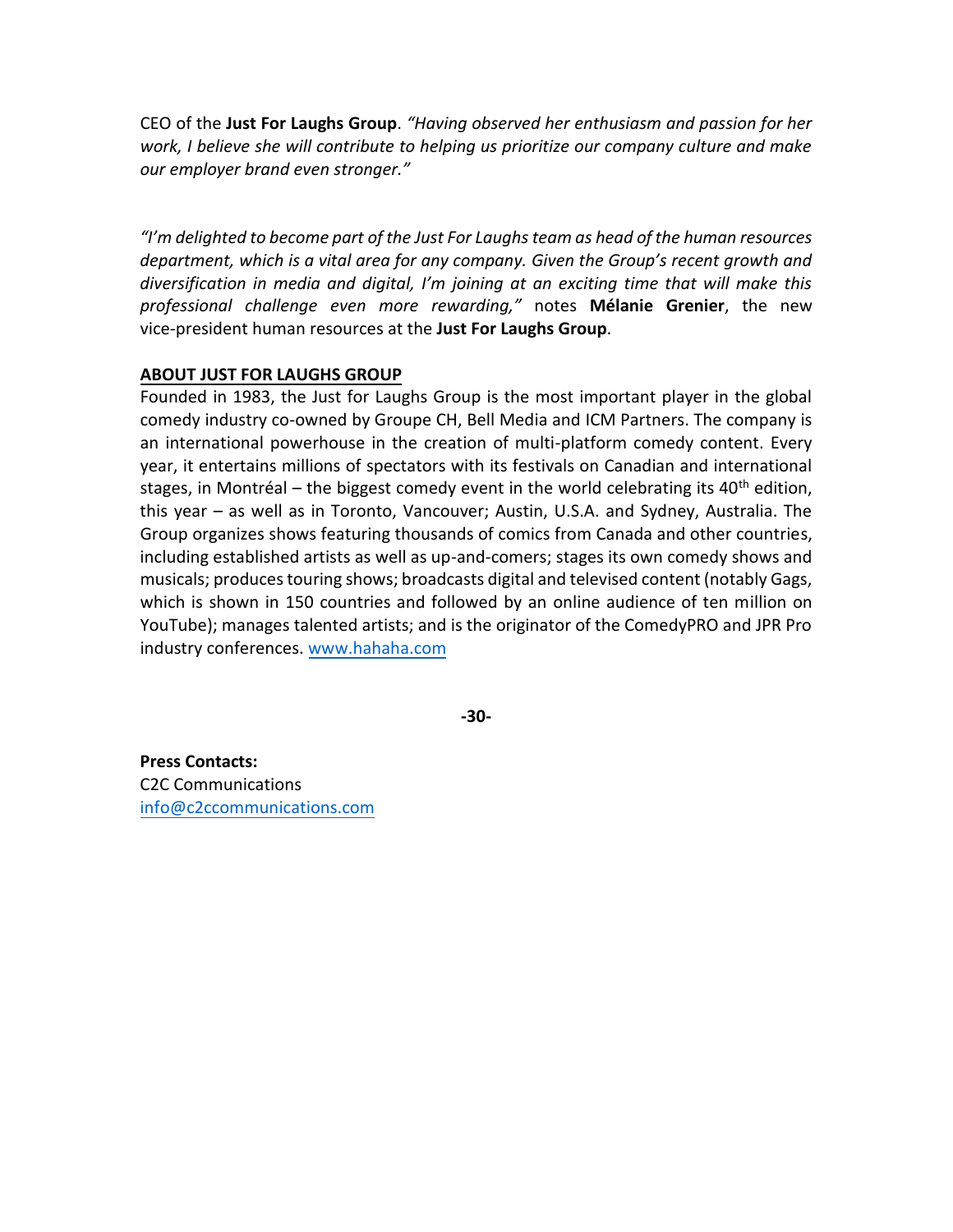CEO of the **Just For Laughs Group**. *"Having observed her enthusiasm and passion for her work, I believe she will contribute to helping us prioritize our company culture and make our employer brand even stronger."*

*"I'm delighted to become part of the Just For Laughs team as head of the human resources department, which is a vital area for any company. Given the Group's recent growth and diversification in media and digital, I'm joining at an exciting time that will make this professional challenge even more rewarding,"* notes **Mélanie Grenier**, the new vice-president human resources at the **Just For Laughs Group**.

**ABOUT JUST FOR LAUGHS GROUP**

Founded in 1983, the Just for Laughs Group is the most important player in the global comedy industry co-owned by Groupe CH, Bell Media and ICM Partners. The company is an international powerhouse in the creation of multi-platform comedy content. Every year, it entertains millions of spectators with its festivals on Canadian and international stages, in Montréal – the biggest comedy event in the world celebrating its 40th edition, this year – as well as in Toronto, Vancouver; Austin, U.S.A. and Sydney, Australia. The Group organizes shows featuring thousands of comics from Canada and other countries, including established artists as well as up-and-comers; stages its own comedy shows and musicals; produces touring shows; broadcasts digital and televised content (notably Gags, which is shown in 150 countries and followed by an online audience of ten million on YouTube); manages talented artists; and is the originator of the ComedyPRO and JPR Pro industry conferences. www.hahaha.com

**-30-**

**Press Contacts:**
C2C Communications
info@c2ccommunications.com